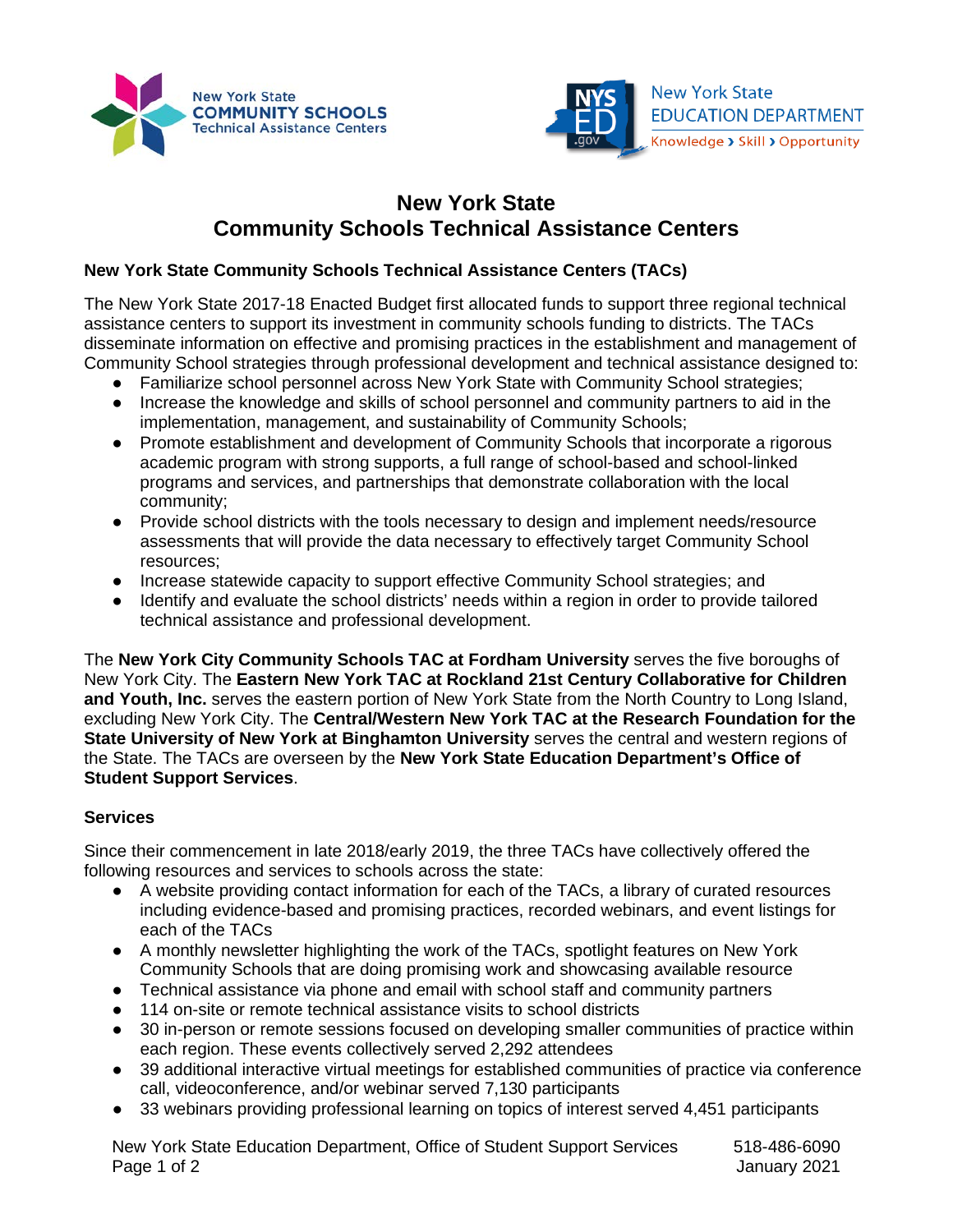# New York State Community Schools Technical Assistance Centers

## New York State Community Schools Technical Assistance Centers (TACs)

The New York State 2017-18 Enacted Budget first allocated funds to support three regional technical assistance centers to support its investment in community schools funding to districts. The TACs disseminate information on effective and promising practices in the establishment and management of Community School strategies through professional development and technical assistance designed to:

- Familiarize school personnel across New York State with Community School strategies;
- Increase the knowledge and skills of school personnel and community partners to aid in the implementation, management, and sustainability of Community Schools;
- Promote establishment and development of Community Schools that incorporate a rigorous academic program with strong supports, a full range of school-based and school-linked programs and services, and partnerships that demonstrate collaboration with the local community;
- Provide school districts with the tools necessary to design and implement needs/resource assessments that will provide the data necessary to effectively target Community School resources;
- Increase statewide capacity to support effective Community School strategies; and
- Identify and evaluate the school districts' needs within a region in order to provide tailored technical assistance and professional development.

The **New York City Community Schools TAC at Fordham University** serves the five boroughs of New York City. The **Eastern New York TAC at Rockland 21st Century Collaborative for Children and Youth, Inc.** serves the eastern portion of New York State from the North Country to Long Island, excluding New York City. The **Central/Western New York TAC at the Research Foundation for the State University of New York at Binghamton University** serves the central and western regions of the State. The TACs are overseen by the **New York State Education Department's Office of Student Support Services**.

### Services

Since their commencement in late 2018/early 2019, the three TACs have collectively offered the following resources and services to schools across the state:

- A website providing contact information for each of the TACs, a library of curated resources including evidence-based and promising practices, recorded webinars, and event listings for each of the TACs
- A monthly newsletter highlighting the work of the TACs, spotlight features on New York Community Schools that are doing promising work and showcasing available resource
- Technical assistance via phone and email with school staff and community partners
- 114 on-site or remote technical assistance visits to school districts
- 30 in-person or remote sessions focused on developing smaller communities of practice within each region. These events collectively served 2,292 attendees
- 39 additional interactive virtual meetings for established communities of practice via conference call, videoconference, and/or webinar served 7,130 participants
- 33 webinars providing professional learning on topics of interest served 4,451 participants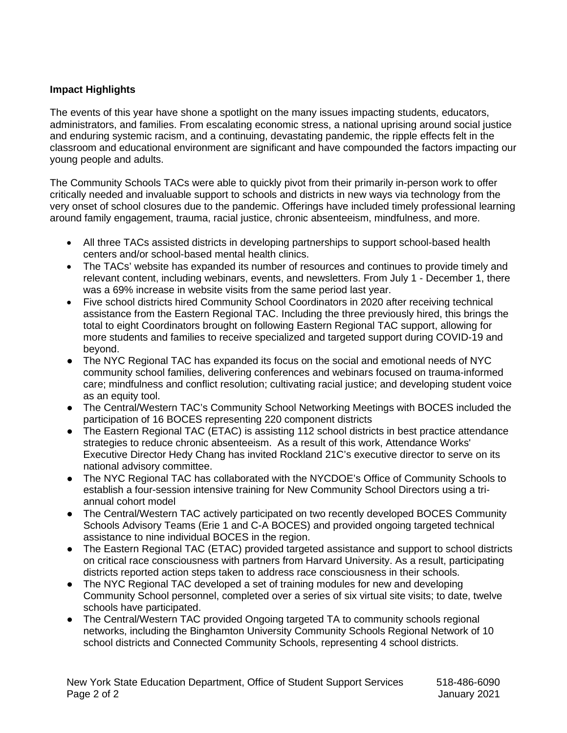**Impact Highlights**

The events of this year have shone a spotlight on the many issues impacting students, educators, administrators, and families. From escalating economic stress, a national uprising around social justice and enduring systemic racism, and a continuing, devastating pandemic, the ripple effects felt in the classroom and educational environment are significant and have compounded the factors impacting our young people and adults.

The Community Schools TACs were able to quickly pivot from their primarily in-person work to offer critically needed and invaluable support to schools and districts in new ways via technology from the very onset of school closures due to the pandemic. Offerings have included timely professional learning around family engagement, trauma, racial justice, chronic absenteeism, mindfulness, and more.

- All three TACs assisted districts in developing partnerships to support school-based health centers and/or school-based mental health clinics.
- The TACs' website has expanded its number of resources and continues to provide timely and relevant content, including webinars, events, and newsletters. From July 1 - December 1, there was a 69% increase in website visits from the same period last year.
- Five school districts hired Community School Coordinators in 2020 after receiving technical assistance from the Eastern Regional TAC. Including the three previously hired, this brings the total to eight Coordinators brought on following Eastern Regional TAC support, allowing for more students and families to receive specialized and targeted support during COVID-19 and beyond.
- The NYC Regional TAC has expanded its focus on the social and emotional needs of NYC community school families, delivering conferences and webinars focused on trauma-informed care; mindfulness and conflict resolution; cultivating racial justice; and developing student voice as an equity tool.
- The Central/Western TAC's Community School Networking Meetings with BOCES included the participation of 16 BOCES representing 220 component districts
- The Eastern Regional TAC (ETAC) is assisting 112 school districts in best practice attendance strategies to reduce chronic absenteeism. As a result of this work, Attendance Works' Executive Director Hedy Chang has invited Rockland 21C's executive director to serve on its national advisory committee.
- The NYC Regional TAC has collaborated with the NYCDOE's Office of Community Schools to establish a four-session intensive training for New Community School Directors using a tri-annual cohort model
- The Central/Western TAC actively participated on two recently developed BOCES Community Schools Advisory Teams (Erie 1 and C-A BOCES) and provided ongoing targeted technical assistance to nine individual BOCES in the region.
- The Eastern Regional TAC (ETAC) provided targeted assistance and support to school districts on critical race consciousness with partners from Harvard University. As a result, participating districts reported action steps taken to address race consciousness in their schools.
- The NYC Regional TAC developed a set of training modules for new and developing Community School personnel, completed over a series of six virtual site visits; to date, twelve schools have participated.
- The Central/Western TAC provided Ongoing targeted TA to community schools regional networks, including the Binghamton University Community Schools Regional Network of 10 school districts and Connected Community Schools, representing 4 school districts.